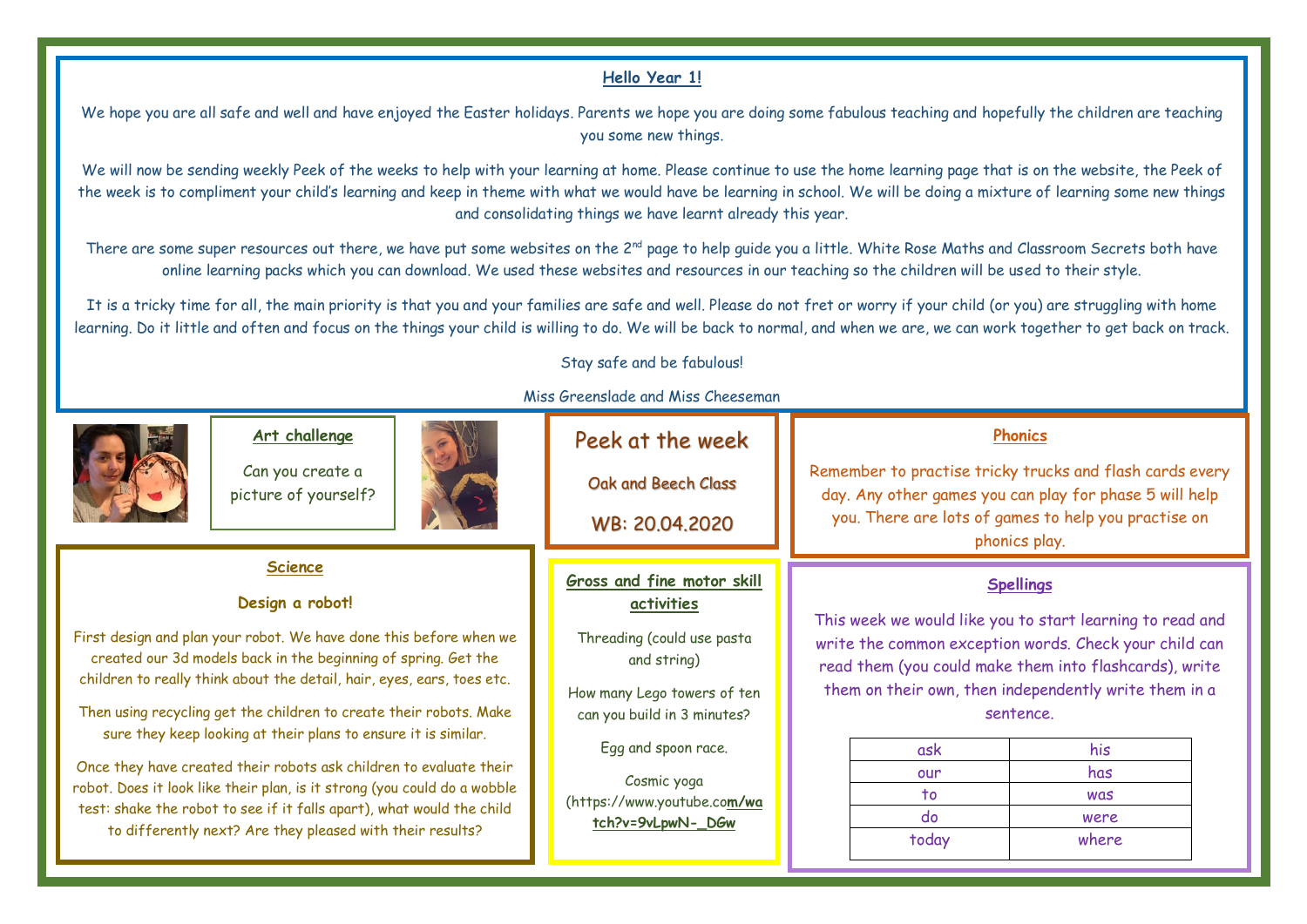## Hello Year 1!

We hope you are all safe and well and have enjoyed the Easter holidays. Parents we hope you are doing some fabulous teaching and hopefully the children are teaching you some new things.

We will now be sending weekly Peek of the weeks to help with your learning at home. Please continue to use the home learning page that is on the website, the Peek of the week is to compliment your child's learning and keep in theme with what we would have be learning in school. We will be doing a mixture of learning some new things and consolidating things we have learnt already this year.

There are some super resources out there, we have put some websites on the 2nd page to help guide you a little. White Rose Maths and Classroom Secrets both have online learning packs which you can download. We used these websites and resources in our teaching so the children will be used to their style.

It is a tricky time for all, the main priority is that you and your families are safe and well. Please do not fret or worry if your child (or you) are struggling with home learning. Do it little and often and focus on the things your child is willing to do. We will be back to normal, and when we are, we can work together to get back on track.

Stay safe and be fabulous!

Miss Greenslade and Miss Cheeseman

# Peek at the week

Oak and Beech Class

WB: 20.04.2020

## Art challenge

Can you create a picture of yourself?

## Phonics

Remember to practise tricky trucks and flash cards every day. Any other games you can play for phase 5 will help you. There are lots of games to help you practise on phonics play.

## Science

**Design a robot!**

First design and plan your robot. We have done this before when we created our 3d models back in the beginning of spring. Get the children to really think about the detail, hair, eyes, ears, toes etc.

Then using recycling get the children to create their robots. Make sure they keep looking at their plans to ensure it is similar.

Once they have created their robots ask children to evaluate their robot. Does it look like their plan, is it strong (you could do a wobble test: shake the robot to see if it falls apart), what would the child to differently next? Are they pleased with their results?

## Gross and fine motor skill activities

Threading (could use pasta and string)

How many Lego towers of ten can you build in 3 minutes?

Egg and spoon race.

Cosmic yoga (https://www.youtube.com/watch?v=9vLpwN-_DGw

## Spellings

This week we would like you to start learning to read and write the common exception words. Check your child can read them (you could make them into flashcards), write them on their own, then independently write them in a sentence.

| | |
|---|---|
| ask | his |
| our | has |
| to | was |
| do | were |
| today | where |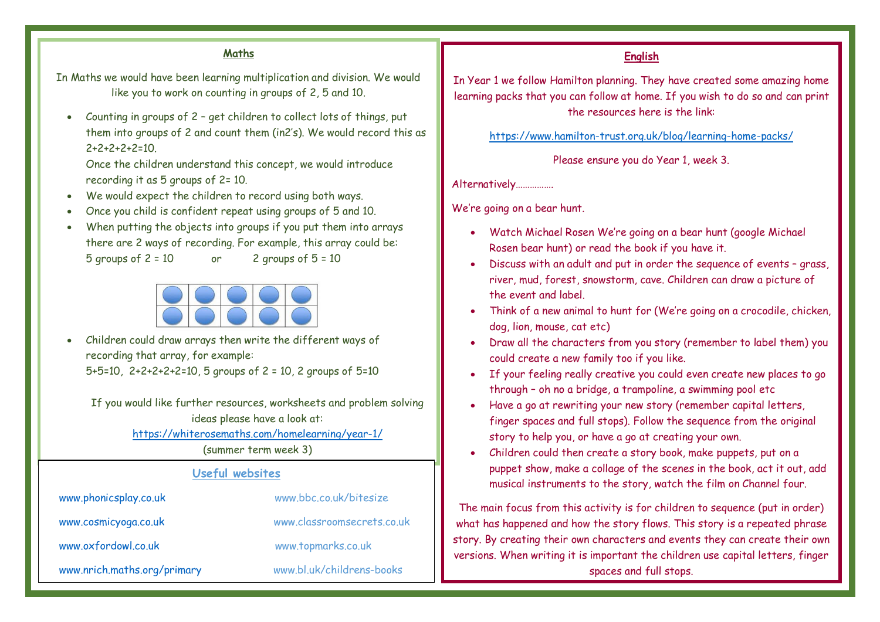## Maths

In Maths we would have been learning multiplication and division. We would like you to work on counting in groups of 2, 5 and 10.

- Counting in groups of 2 – get children to collect lots of things, put them into groups of 2 and count them (in2's). We would record this as 2+2+2+2+2=10.
  Once the children understand this concept, we would introduce recording it as 5 groups of 2= 10.
- We would expect the children to record using both ways.
- Once you child is confident repeat using groups of 5 and 10.
- When putting the objects into groups if you put them into arrays there are 2 ways of recording. For example, this array could be:
  5 groups of 2 = 10 or 2 groups of 5 = 10
- Children could draw arrays then write the different ways of recording that array, for example:
  5+5=10, 2+2+2+2+2=10, 5 groups of 2 = 10, 2 groups of 5=10

If you would like further resources, worksheets and problem solving ideas please have a look at:
https://whiterosemaths.com/homelearning/year-1/
(summer term week 3)

### Useful websites

| | |
|---|---|
| www.phonicsplay.co.uk | www.bbc.co.uk/bitesize |
| www.cosmicyoga.co.uk | www.classroomsecrets.co.uk |
| www.oxfordowl.co.uk | www.topmarks.co.uk |
| www.nrich.maths.org/primary | www.bl.uk/childrens-books |

## English

In Year 1 we follow Hamilton planning. They have created some amazing home learning packs that you can follow at home. If you wish to do so and can print the resources here is the link:

https://www.hamilton-trust.org.uk/blog/learning-home-packs/

Please ensure you do Year 1, week 3.

Alternatively…………….

We're going on a bear hunt.

- Watch Michael Rosen We're going on a bear hunt (google Michael Rosen bear hunt) or read the book if you have it.
- Discuss with an adult and put in order the sequence of events – grass, river, mud, forest, snowstorm, cave. Children can draw a picture of the event and label.
- Think of a new animal to hunt for (We're going on a crocodile, chicken, dog, lion, mouse, cat etc)
- Draw all the characters from you story (remember to label them) you could create a new family too if you like.
- If your feeling really creative you could even create new places to go through – oh no a bridge, a trampoline, a swimming pool etc
- Have a go at rewriting your new story (remember capital letters, finger spaces and full stops). Follow the sequence from the original story to help you, or have a go at creating your own.
- Children could then create a story book, make puppets, put on a puppet show, make a collage of the scenes in the book, act it out, add musical instruments to the story, watch the film on Channel four.

The main focus from this activity is for children to sequence (put in order) what has happened and how the story flows. This story is a repeated phrase story. By creating their own characters and events they can create their own versions. When writing it is important the children use capital letters, finger spaces and full stops.